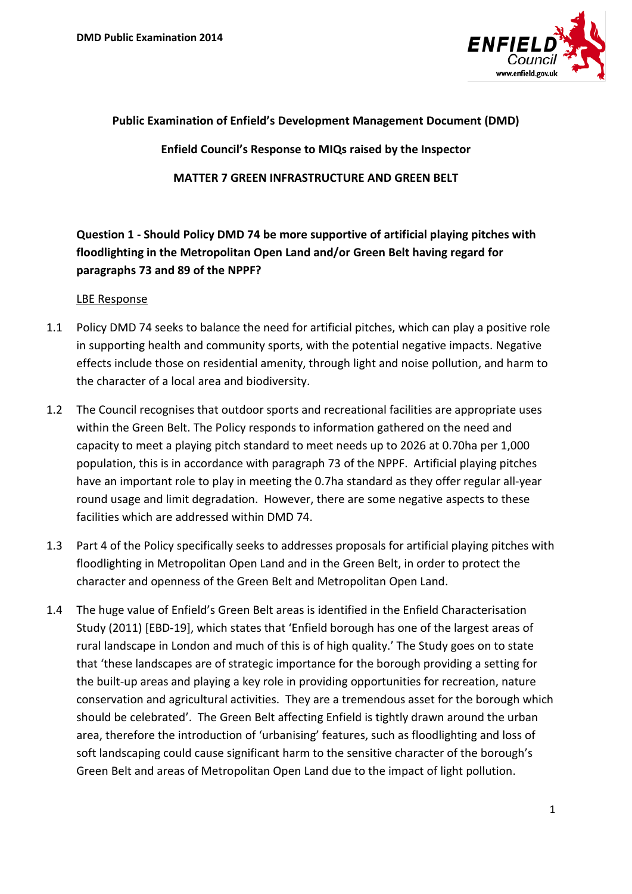**DMD Public Examination 2014**

**Public Examination of Enfield's Development Management Document (DMD)**

**Enfield Council's Response to MIQs raised by the Inspector**

**MATTER 7 GREEN INFRASTRUCTURE AND GREEN BELT**

**Question 1 - Should Policy DMD 74 be more supportive of artificial playing pitches with floodlighting in the Metropolitan Open Land and/or Green Belt having regard for paragraphs 73 and 89 of the NPPF?**

LBE Response

1.1 Policy DMD 74 seeks to balance the need for artificial pitches, which can play a positive role in supporting health and community sports, with the potential negative impacts. Negative effects include those on residential amenity, through light and noise pollution, and harm to the character of a local area and biodiversity.

1.2 The Council recognises that outdoor sports and recreational facilities are appropriate uses within the Green Belt. The Policy responds to information gathered on the need and capacity to meet a playing pitch standard to meet needs up to 2026 at 0.70ha per 1,000 population, this is in accordance with paragraph 73 of the NPPF. Artificial playing pitches have an important role to play in meeting the 0.7ha standard as they offer regular all-year round usage and limit degradation. However, there are some negative aspects to these facilities which are addressed within DMD 74.

1.3 Part 4 of the Policy specifically seeks to addresses proposals for artificial playing pitches with floodlighting in Metropolitan Open Land and in the Green Belt, in order to protect the character and openness of the Green Belt and Metropolitan Open Land.

1.4 The huge value of Enfield's Green Belt areas is identified in the Enfield Characterisation Study (2011) [EBD-19], which states that 'Enfield borough has one of the largest areas of rural landscape in London and much of this is of high quality.' The Study goes on to state that 'these landscapes are of strategic importance for the borough providing a setting for the built-up areas and playing a key role in providing opportunities for recreation, nature conservation and agricultural activities. They are a tremendous asset for the borough which should be celebrated'. The Green Belt affecting Enfield is tightly drawn around the urban area, therefore the introduction of 'urbanising' features, such as floodlighting and loss of soft landscaping could cause significant harm to the sensitive character of the borough's Green Belt and areas of Metropolitan Open Land due to the impact of light pollution.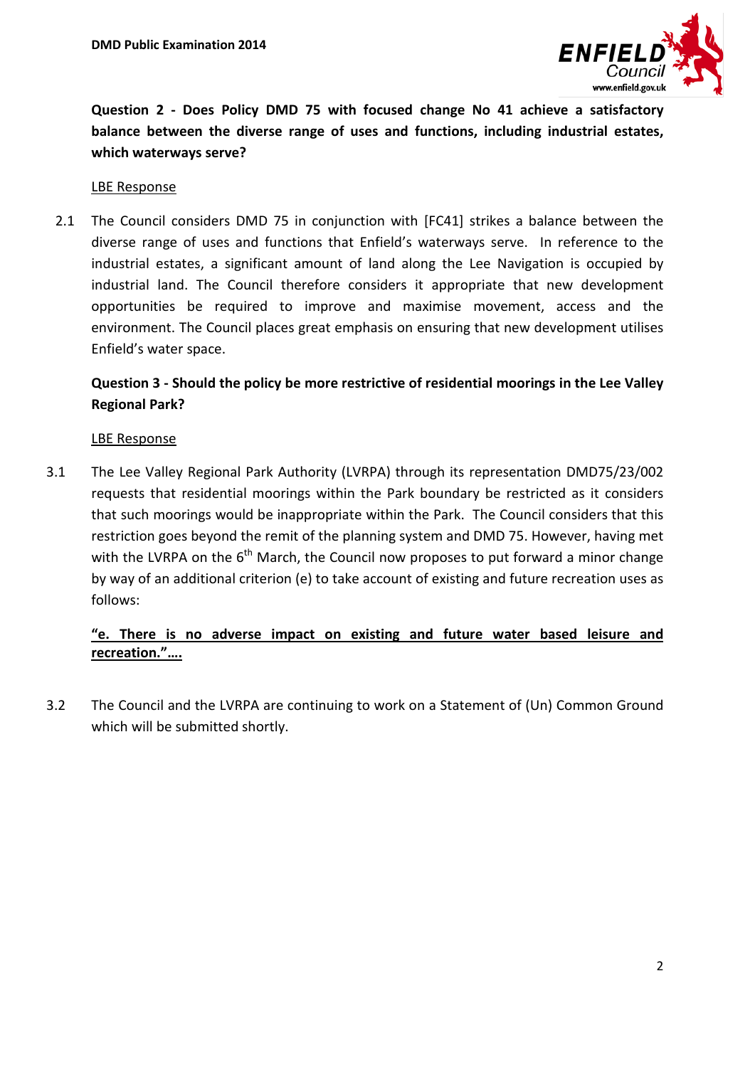**Question 2 - Does Policy DMD 75 with focused change No 41 achieve a satisfactory balance between the diverse range of uses and functions, including industrial estates, which waterways serve?**

<u>LBE Response</u>

2.1 The Council considers DMD 75 in conjunction with [FC41] strikes a balance between the diverse range of uses and functions that Enfield's waterways serve. In reference to the industrial estates, a significant amount of land along the Lee Navigation is occupied by industrial land. The Council therefore considers it appropriate that new development opportunities be required to improve and maximise movement, access and the environment. The Council places great emphasis on ensuring that new development utilises Enfield's water space.

**Question 3 - Should the policy be more restrictive of residential moorings in the Lee Valley Regional Park?**

<u>LBE Response</u>

3.1 The Lee Valley Regional Park Authority (LVRPA) through its representation DMD75/23/002 requests that residential moorings within the Park boundary be restricted as it considers that such moorings would be inappropriate within the Park. The Council considers that this restriction goes beyond the remit of the planning system and DMD 75. However, having met with the LVRPA on the 6th March, the Council now proposes to put forward a minor change by way of an additional criterion (e) to take account of existing and future recreation uses as follows:

**<u>"e. There is no adverse impact on existing and future water based leisure and recreation."….</u>**

3.2 The Council and the LVRPA are continuing to work on a Statement of (Un) Common Ground which will be submitted shortly.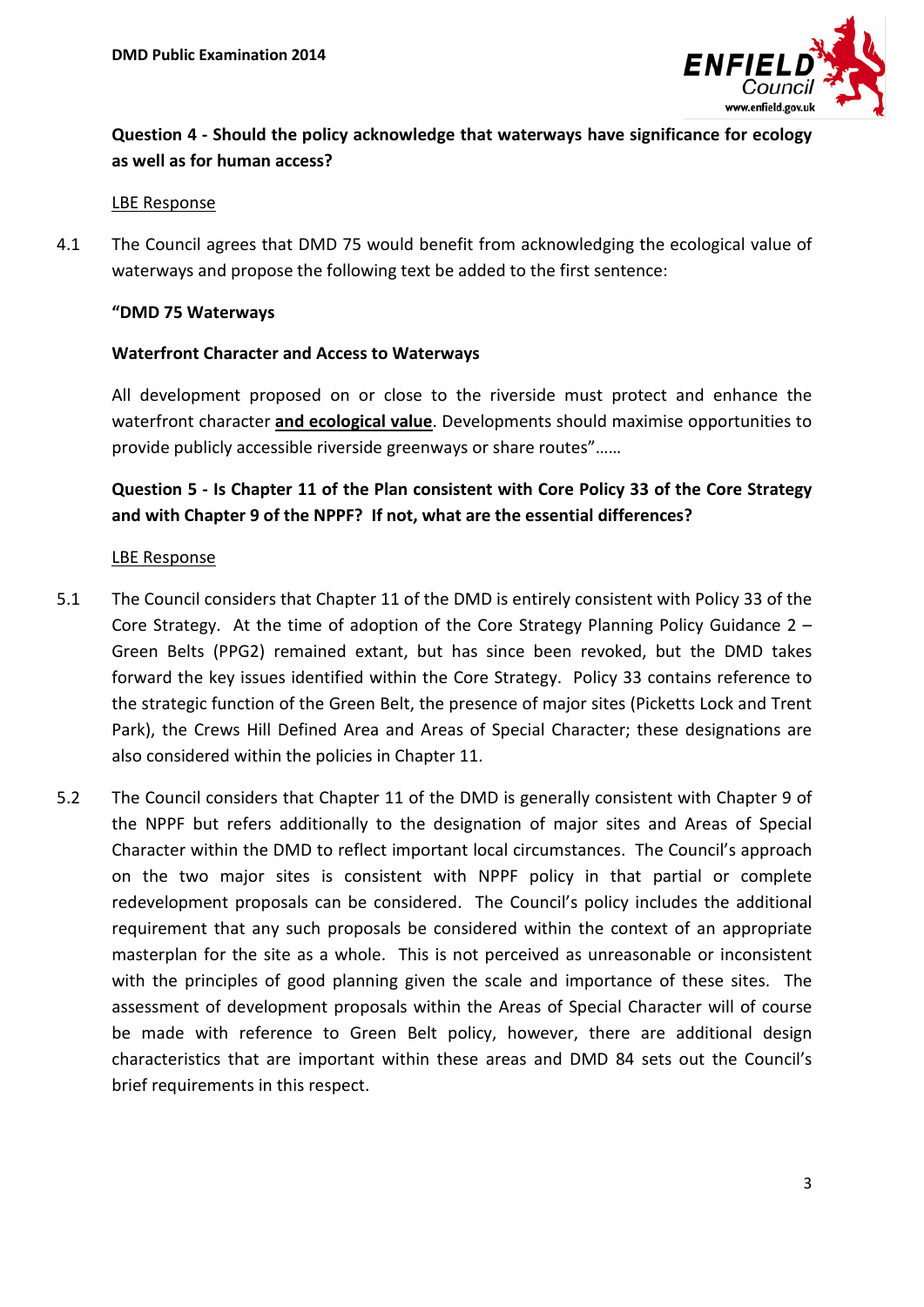**Question 4 - Should the policy acknowledge that waterways have significance for ecology as well as for human access?**

LBE Response

4.1 The Council agrees that DMD 75 would benefit from acknowledging the ecological value of waterways and propose the following text be added to the first sentence:

**"DMD 75 Waterways**

**Waterfront Character and Access to Waterways**

All development proposed on or close to the riverside must protect and enhance the waterfront character **and ecological value**. Developments should maximise opportunities to provide publicly accessible riverside greenways or share routes"……

**Question 5 - Is Chapter 11 of the Plan consistent with Core Policy 33 of the Core Strategy and with Chapter 9 of the NPPF? If not, what are the essential differences?**

LBE Response

5.1 The Council considers that Chapter 11 of the DMD is entirely consistent with Policy 33 of the Core Strategy. At the time of adoption of the Core Strategy Planning Policy Guidance 2 – Green Belts (PPG2) remained extant, but has since been revoked, but the DMD takes forward the key issues identified within the Core Strategy. Policy 33 contains reference to the strategic function of the Green Belt, the presence of major sites (Picketts Lock and Trent Park), the Crews Hill Defined Area and Areas of Special Character; these designations are also considered within the policies in Chapter 11.

5.2 The Council considers that Chapter 11 of the DMD is generally consistent with Chapter 9 of the NPPF but refers additionally to the designation of major sites and Areas of Special Character within the DMD to reflect important local circumstances. The Council's approach on the two major sites is consistent with NPPF policy in that partial or complete redevelopment proposals can be considered. The Council's policy includes the additional requirement that any such proposals be considered within the context of an appropriate masterplan for the site as a whole. This is not perceived as unreasonable or inconsistent with the principles of good planning given the scale and importance of these sites. The assessment of development proposals within the Areas of Special Character will of course be made with reference to Green Belt policy, however, there are additional design characteristics that are important within these areas and DMD 84 sets out the Council's brief requirements in this respect.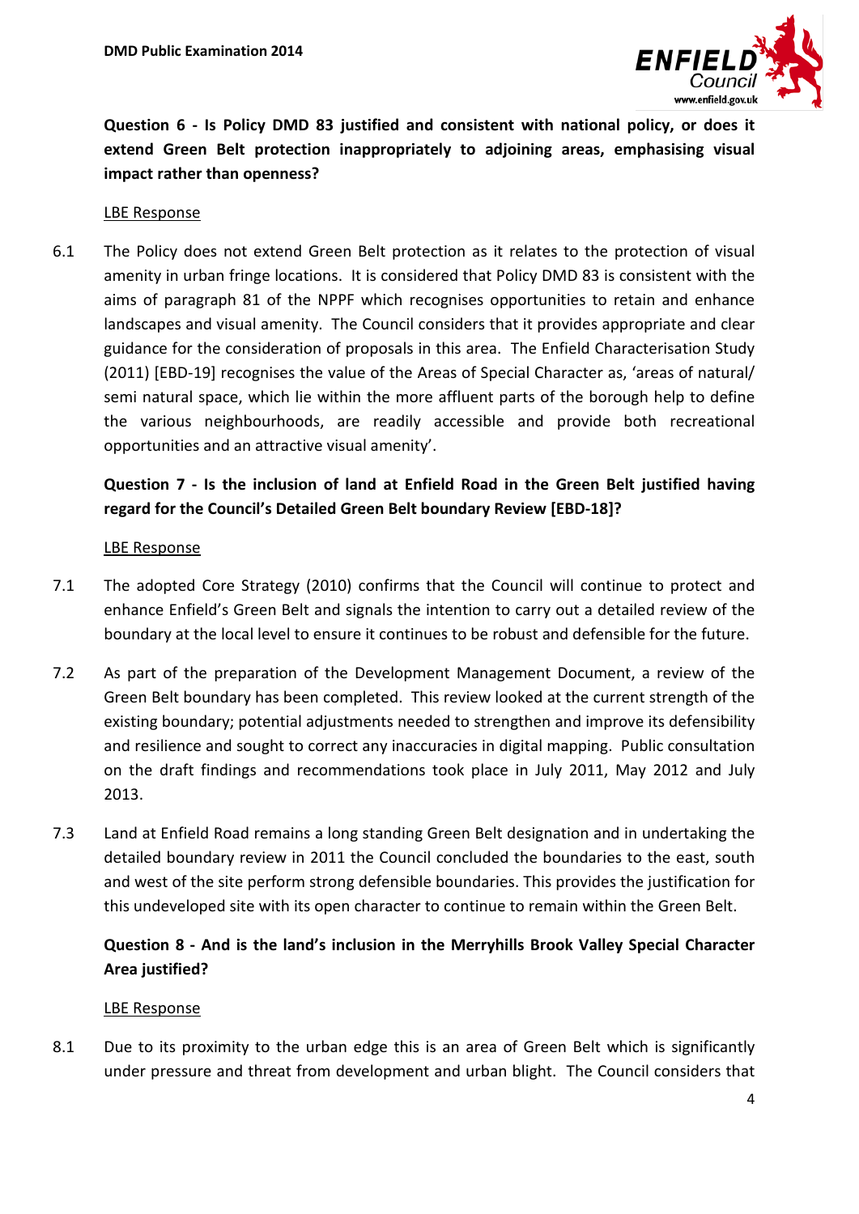**Question 6 - Is Policy DMD 83 justified and consistent with national policy, or does it extend Green Belt protection inappropriately to adjoining areas, emphasising visual impact rather than openness?**

LBE Response

6.1 The Policy does not extend Green Belt protection as it relates to the protection of visual amenity in urban fringe locations. It is considered that Policy DMD 83 is consistent with the aims of paragraph 81 of the NPPF which recognises opportunities to retain and enhance landscapes and visual amenity. The Council considers that it provides appropriate and clear guidance for the consideration of proposals in this area. The Enfield Characterisation Study (2011) [EBD-19] recognises the value of the Areas of Special Character as, 'areas of natural/ semi natural space, which lie within the more affluent parts of the borough help to define the various neighbourhoods, are readily accessible and provide both recreational opportunities and an attractive visual amenity'.

**Question 7 - Is the inclusion of land at Enfield Road in the Green Belt justified having regard for the Council's Detailed Green Belt boundary Review [EBD-18]?**

LBE Response

7.1 The adopted Core Strategy (2010) confirms that the Council will continue to protect and enhance Enfield's Green Belt and signals the intention to carry out a detailed review of the boundary at the local level to ensure it continues to be robust and defensible for the future.

7.2 As part of the preparation of the Development Management Document, a review of the Green Belt boundary has been completed. This review looked at the current strength of the existing boundary; potential adjustments needed to strengthen and improve its defensibility and resilience and sought to correct any inaccuracies in digital mapping. Public consultation on the draft findings and recommendations took place in July 2011, May 2012 and July 2013.

7.3 Land at Enfield Road remains a long standing Green Belt designation and in undertaking the detailed boundary review in 2011 the Council concluded the boundaries to the east, south and west of the site perform strong defensible boundaries. This provides the justification for this undeveloped site with its open character to continue to remain within the Green Belt.

**Question 8 - And is the land's inclusion in the Merryhills Brook Valley Special Character Area justified?**

LBE Response

8.1 Due to its proximity to the urban edge this is an area of Green Belt which is significantly under pressure and threat from development and urban blight. The Council considers that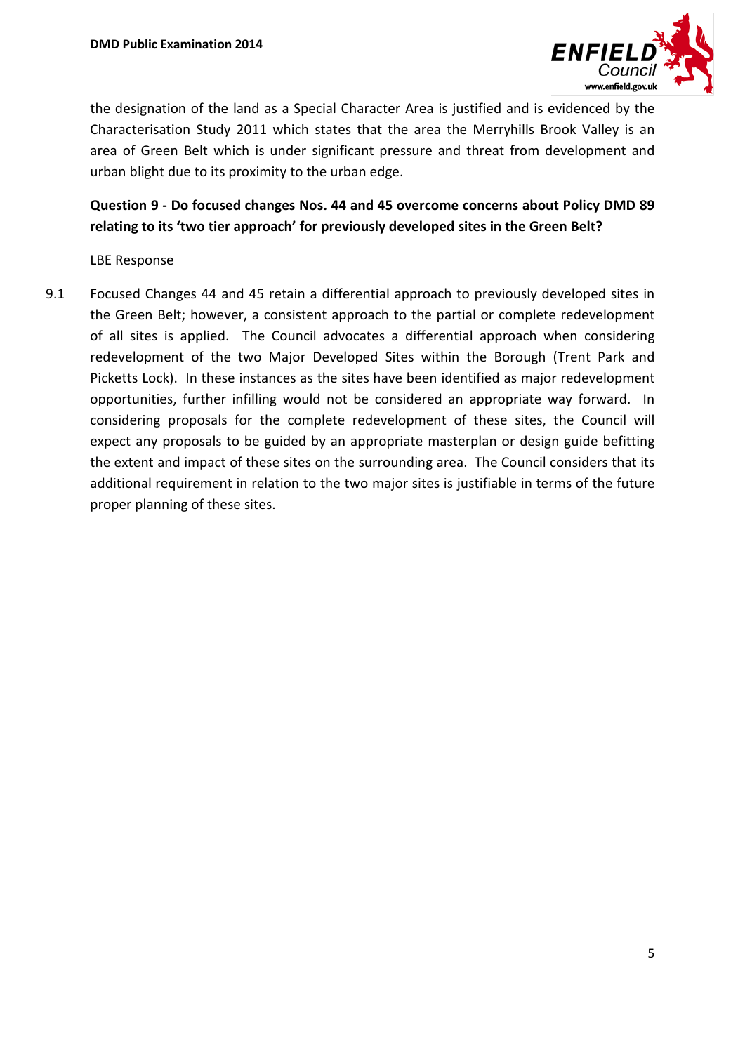the designation of the land as a Special Character Area is justified and is evidenced by the Characterisation Study 2011 which states that the area the Merryhills Brook Valley is an area of Green Belt which is under significant pressure and threat from development and urban blight due to its proximity to the urban edge.

**Question 9 - Do focused changes Nos. 44 and 45 overcome concerns about Policy DMD 89 relating to its 'two tier approach' for previously developed sites in the Green Belt?**

LBE Response

9.1 Focused Changes 44 and 45 retain a differential approach to previously developed sites in the Green Belt; however, a consistent approach to the partial or complete redevelopment of all sites is applied. The Council advocates a differential approach when considering redevelopment of the two Major Developed Sites within the Borough (Trent Park and Picketts Lock). In these instances as the sites have been identified as major redevelopment opportunities, further infilling would not be considered an appropriate way forward. In considering proposals for the complete redevelopment of these sites, the Council will expect any proposals to be guided by an appropriate masterplan or design guide befitting the extent and impact of these sites on the surrounding area. The Council considers that its additional requirement in relation to the two major sites is justifiable in terms of the future proper planning of these sites.